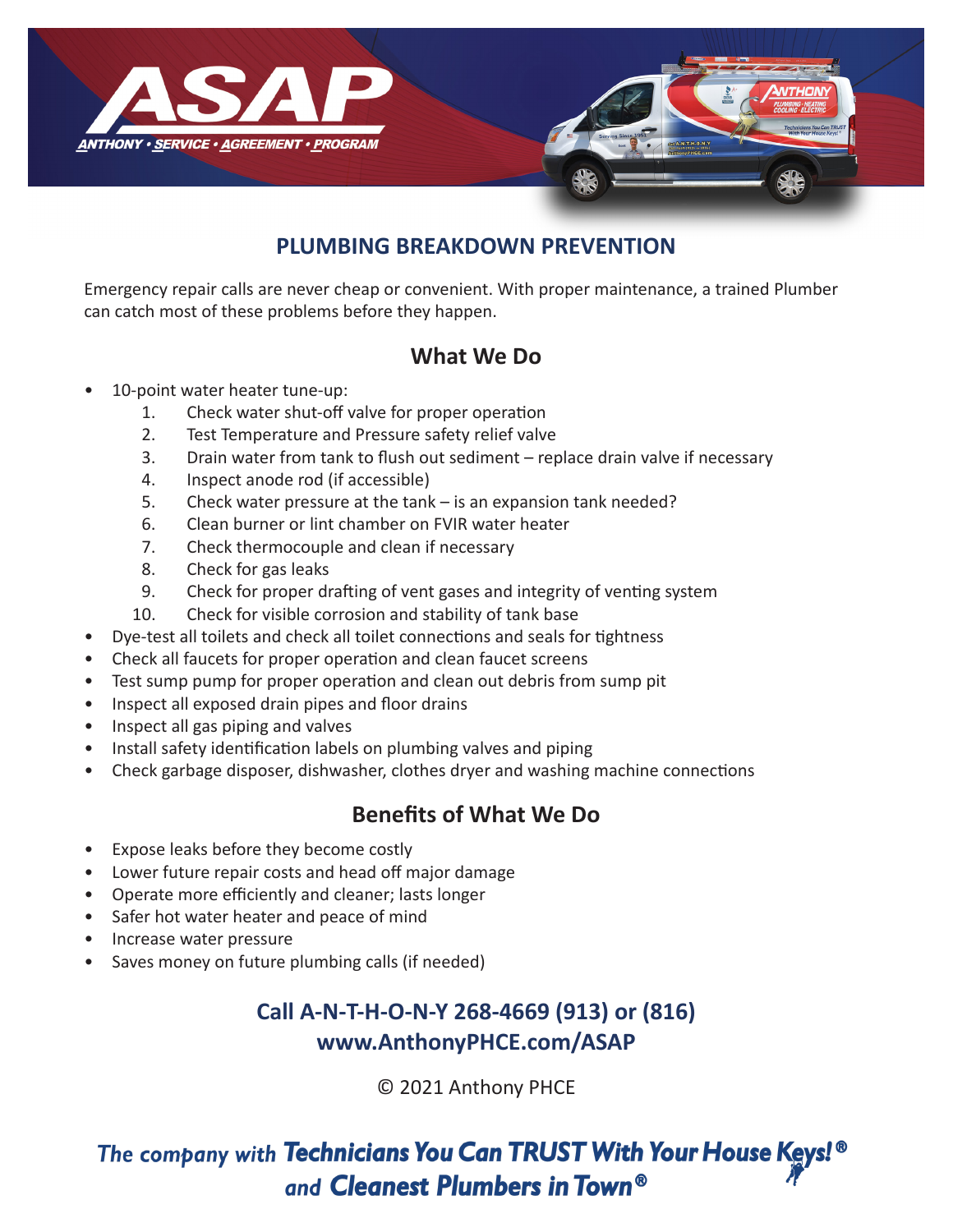# ASAP

***ANTHONY • SERVICE • AGREEMENT • PROGRAM***

## PLUMBING BREAKDOWN PREVENTION

Emergency repair calls are never cheap or convenient. With proper maintenance, a trained Plumber can catch most of these problems before they happen.

### What We Do

- 10-point water heater tune-up:
    1. Check water shut-off valve for proper operation
    2. Test Temperature and Pressure safety relief valve
    3. Drain water from tank to flush out sediment – replace drain valve if necessary
    4. Inspect anode rod (if accessible)
    5. Check water pressure at the tank – is an expansion tank needed?
    6. Clean burner or lint chamber on FVIR water heater
    7. Check thermocouple and clean if necessary
    8. Check for gas leaks
    9. Check for proper drafting of vent gases and integrity of venting system
    10. Check for visible corrosion and stability of tank base
- Dye-test all toilets and check all toilet connections and seals for tightness
- Check all faucets for proper operation and clean faucet screens
- Test sump pump for proper operation and clean out debris from sump pit
- Inspect all exposed drain pipes and floor drains
- Inspect all gas piping and valves
- Install safety identification labels on plumbing valves and piping
- Check garbage disposer, dishwasher, clothes dryer and washing machine connections

### Benefits of What We Do

- Expose leaks before they become costly
- Lower future repair costs and head off major damage
- Operate more efficiently and cleaner; lasts longer
- Safer hot water heater and peace of mind
- Increase water pressure
- Saves money on future plumbing calls (if needed)

**Call A-N-T-H-O-N-Y 268-4669 (913) or (816)**
**www.AnthonyPHCE.com/ASAP**

© 2021 Anthony PHCE

*The company with* ***Technicians You Can TRUST With Your House Keys!®***
*and* ***Cleanest Plumbers in Town®***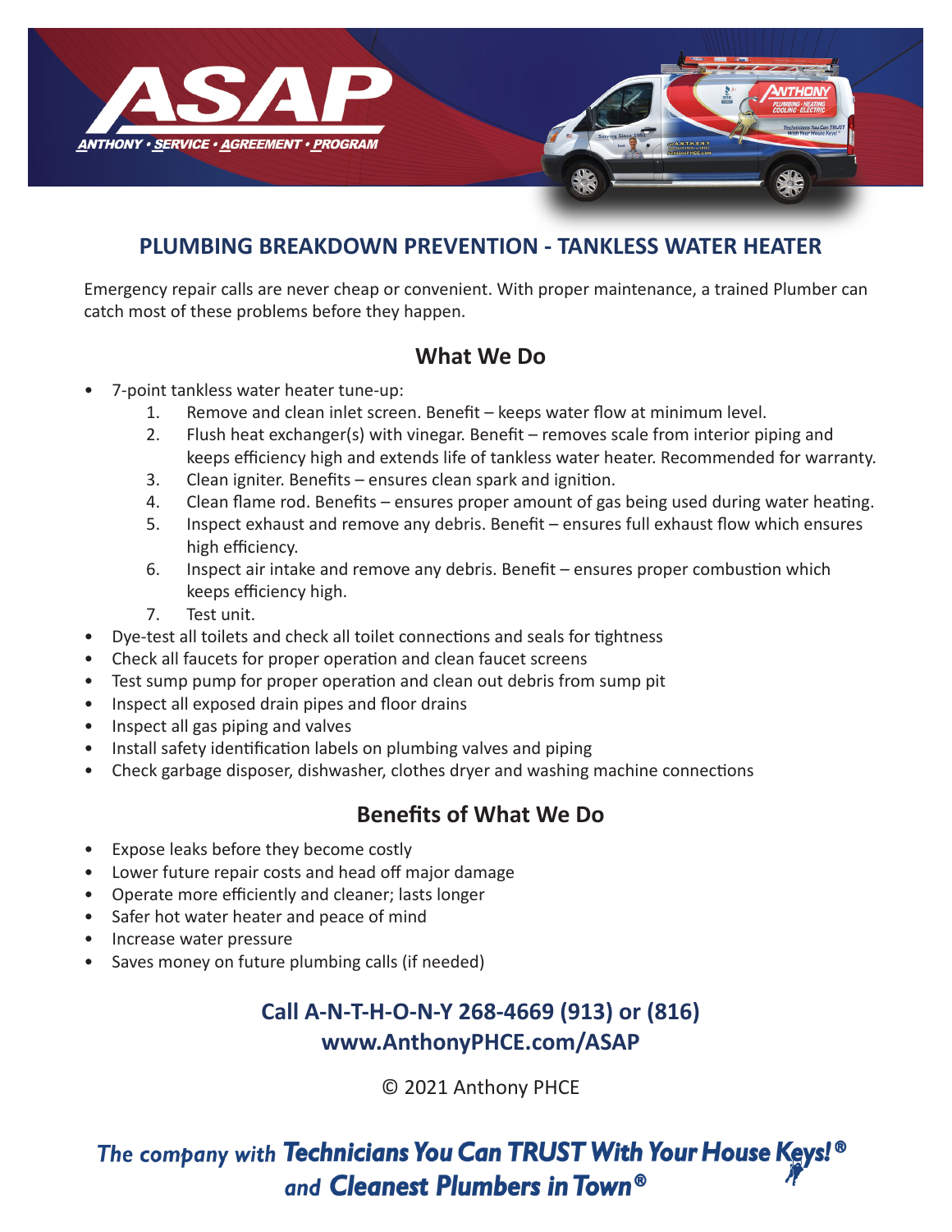# ASAP

ANTHONY • SERVICE • AGREEMENT • PROGRAM

## PLUMBING BREAKDOWN PREVENTION - TANKLESS WATER HEATER

Emergency repair calls are never cheap or convenient. With proper maintenance, a trained Plumber can catch most of these problems before they happen.

### What We Do

- 7-point tankless water heater tune-up:
  1. Remove and clean inlet screen. Benefit – keeps water flow at minimum level.
  2. Flush heat exchanger(s) with vinegar. Benefit – removes scale from interior piping and keeps efficiency high and extends life of tankless water heater. Recommended for warranty.
  3. Clean igniter. Benefits – ensures clean spark and ignition.
  4. Clean flame rod. Benefits – ensures proper amount of gas being used during water heating.
  5. Inspect exhaust and remove any debris. Benefit – ensures full exhaust flow which ensures high efficiency.
  6. Inspect air intake and remove any debris. Benefit – ensures proper combustion which keeps efficiency high.
  7. Test unit.
- Dye-test all toilets and check all toilet connections and seals for tightness
- Check all faucets for proper operation and clean faucet screens
- Test sump pump for proper operation and clean out debris from sump pit
- Inspect all exposed drain pipes and floor drains
- Inspect all gas piping and valves
- Install safety identification labels on plumbing valves and piping
- Check garbage disposer, dishwasher, clothes dryer and washing machine connections

### Benefits of What We Do

- Expose leaks before they become costly
- Lower future repair costs and head off major damage
- Operate more efficiently and cleaner; lasts longer
- Safer hot water heater and peace of mind
- Increase water pressure
- Saves money on future plumbing calls (if needed)

**Call A-N-T-H-O-N-Y 268-4669 (913) or (816)**
**www.AnthonyPHCE.com/ASAP**

© 2021 Anthony PHCE

*The company with* ***Technicians You Can TRUST With Your House Keys!®*** *and* ***Cleanest Plumbers in Town®***